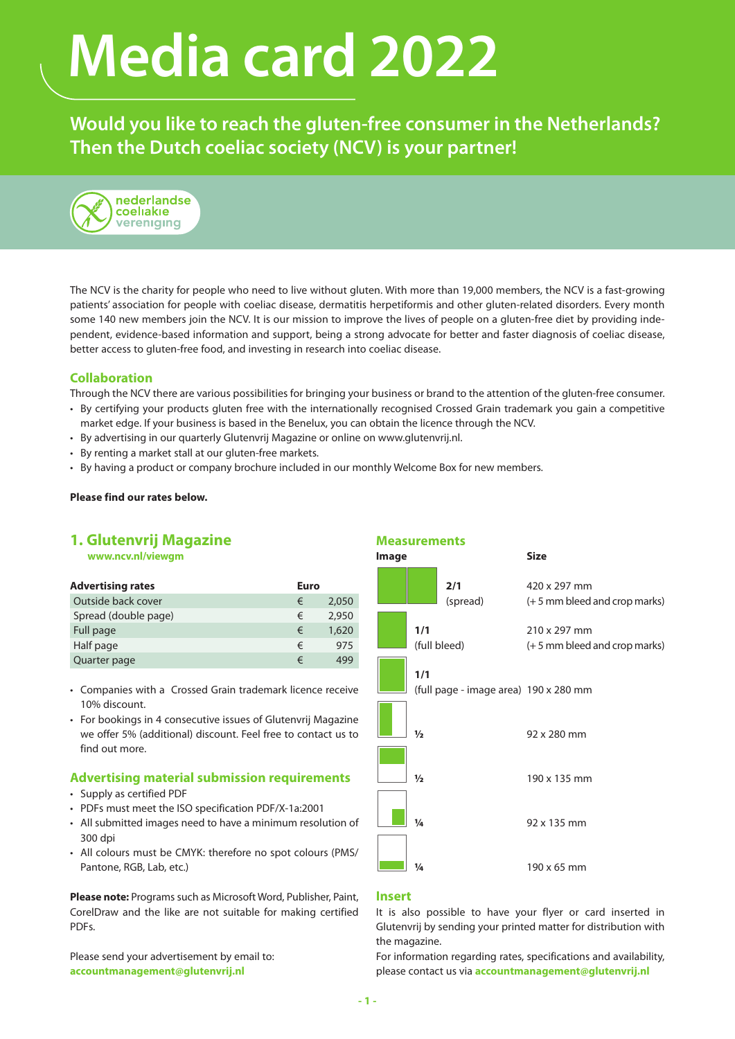# Media card 2022

## Would you like to reach the gluten-free consumer in the Netherlands? Then the Dutch coeliac society (NCV) is your partner!

nederlandse coeliakie vereniging

The NCV is the charity for people who need to live without gluten. With more than 19,000 members, the NCV is a fast-growing patients' association for people with coeliac disease, dermatitis herpetiformis and other gluten-related disorders. Every month some 140 new members join the NCV. It is our mission to improve the lives of people on a gluten-free diet by providing independent, evidence-based information and support, being a strong advocate for better and faster diagnosis of coeliac disease, better access to gluten-free food, and investing in research into coeliac disease.

### Collaboration

Through the NCV there are various possibilities for bringing your business or brand to the attention of the gluten-free consumer.

- By certifying your products gluten free with the internationally recognised Crossed Grain trademark you gain a competitive market edge. If your business is based in the Benelux, you can obtain the licence through the NCV.
- By advertising in our quarterly Glutenvrij Magazine or online on www.glutenvrij.nl.
- By renting a market stall at our gluten-free markets.
- By having a product or company brochure included in our monthly Welcome Box for new members.

**Please find our rates below.**

## 1. Glutenvrij Magazine

**www.ncv.nl/viewgm**

| Advertising rates | Euro | |
|---|---|---|
| Outside back cover | € | 2,050 |
| Spread (double page) | € | 2,950 |
| Full page | € | 1,620 |
| Half page | € | 975 |
| Quarter page | € | 499 |

- Companies with a Crossed Grain trademark licence receive 10% discount.
- For bookings in 4 consecutive issues of Glutenvrij Magazine we offer 5% (additional) discount. Feel free to contact us to find out more.

### Advertising material submission requirements

- Supply as certified PDF
- PDFs must meet the ISO specification PDF/X-1a:2001
- All submitted images need to have a minimum resolution of 300 dpi
- All colours must be CMYK: therefore no spot colours (PMS/Pantone, RGB, Lab, etc.)

**Please note:** Programs such as Microsoft Word, Publisher, Paint, CorelDraw and the like are not suitable for making certified PDFs.

Please send your advertisement by email to:
**accountmanagement@glutenvrij.nl**

### Measurements

| Image | Size |
|---|---|
| **2/1** (spread) | 420 x 297 mm (+ 5 mm bleed and crop marks) |
| **1/1** (full bleed) | 210 x 297 mm (+ 5 mm bleed and crop marks) |
| **1/1** (full page - image area) | 190 x 280 mm |
| **½** | 92 x 280 mm |
| **½** | 190 x 135 mm |
| **¼** | 92 x 135 mm |
| **¼** | 190 x 65 mm |

### Insert

It is also possible to have your flyer or card inserted in Glutenvrij by sending your printed matter for distribution with the magazine.

For information regarding rates, specifications and availability, please contact us via **accountmanagement@glutenvrij.nl**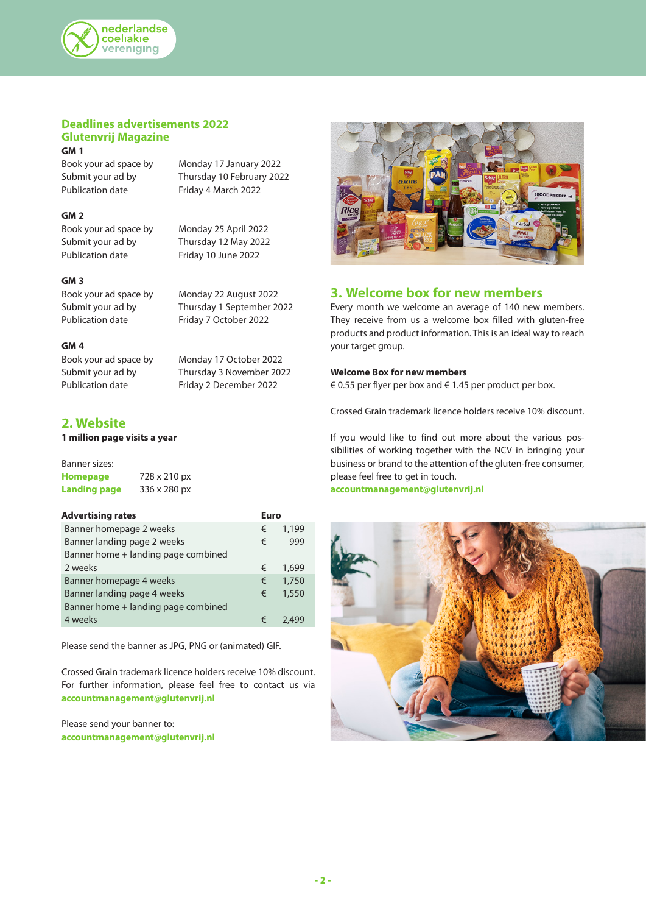## Deadlines advertisements 2022
## Glutenvrij Magazine

**GM 1**

| | |
|---|---|
| Book your ad space by | Monday 17 January 2022 |
| Submit your ad by | Thursday 10 February 2022 |
| Publication date | Friday 4 March 2022 |

**GM 2**

| | |
|---|---|
| Book your ad space by | Monday 25 April 2022 |
| Submit your ad by | Thursday 12 May 2022 |
| Publication date | Friday 10 June 2022 |

**GM 3**

| | |
|---|---|
| Book your ad space by | Monday 22 August 2022 |
| Submit your ad by | Thursday 1 September 2022 |
| Publication date | Friday 7 October 2022 |

**GM 4**

| | |
|---|---|
| Book your ad space by | Monday 17 October 2022 |
| Submit your ad by | Thursday 3 November 2022 |
| Publication date | Friday 2 December 2022 |

## 2. Website

**1 million page visits a year**

Banner sizes:

| | |
|---|---|
| **Homepage** | 728 x 210 px |
| **Landing page** | 336 x 280 px |

| Advertising rates | Euro |
|---|---|
| Banner homepage 2 weeks | € 1,199 |
| Banner landing page 2 weeks | € 999 |
| Banner home + landing page combined 2 weeks | € 1,699 |
| Banner homepage 4 weeks | € 1,750 |
| Banner landing page 4 weeks | € 1,550 |
| Banner home + landing page combined 4 weeks | € 2,499 |

Please send the banner as JPG, PNG or (animated) GIF.

Crossed Grain trademark licence holders receive 10% discount. For further information, please feel free to contact us via **accountmanagement@glutenvrij.nl**

Please send your banner to:
**accountmanagement@glutenvrij.nl**

## 3. Welcome box for new members

Every month we welcome an average of 140 new members. They receive from us a welcome box filled with gluten-free products and product information. This is an ideal way to reach your target group.

**Welcome Box for new members**

€ 0.55 per flyer per box and € 1.45 per product per box.

Crossed Grain trademark licence holders receive 10% discount.

If you would like to find out more about the various possibilities of working together with the NCV in bringing your business or brand to the attention of the gluten-free consumer, please feel free to get in touch.
**accountmanagement@glutenvrij.nl**